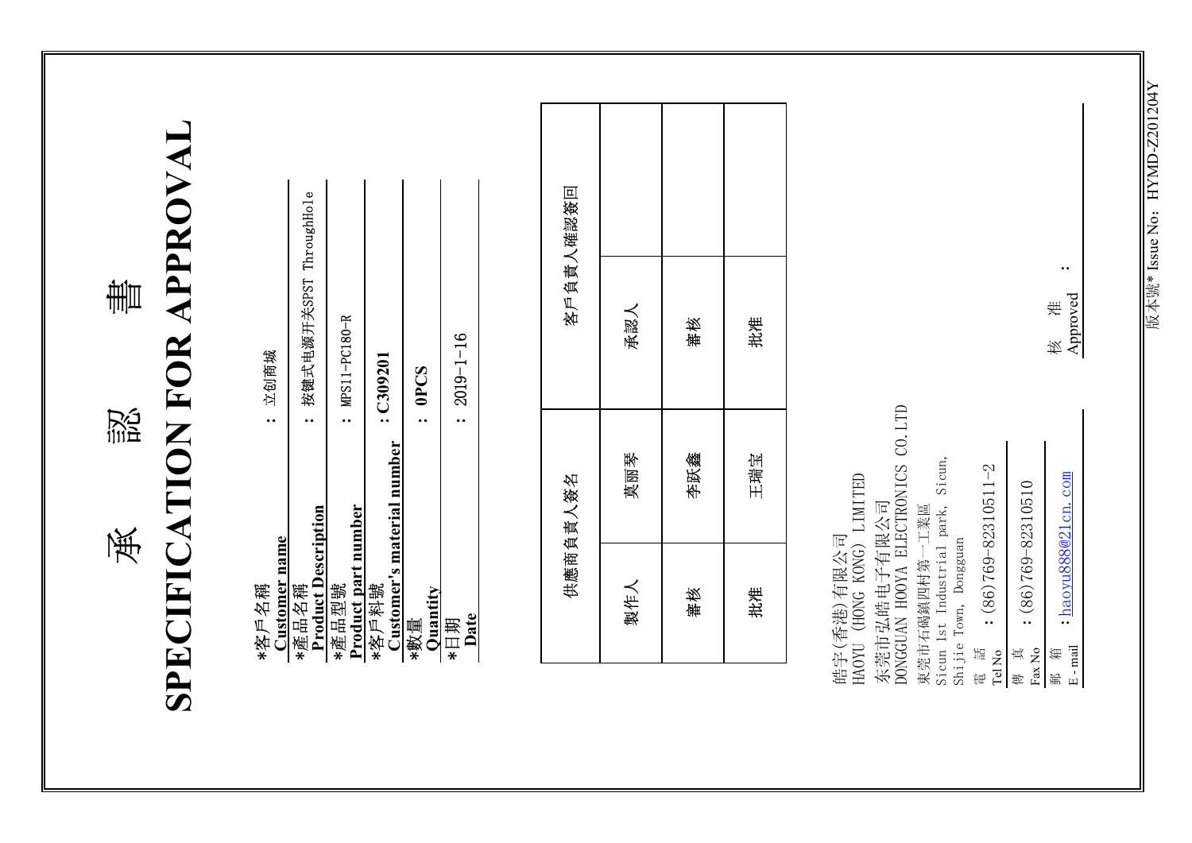# 承 認 書

# SPECIFICATION FOR APPROVAL

*客戶名稱
**Customer name** : 立创商城

*產品名稱
**Product Description** : 按键式电源开关SPST ThroughHole

*產品型號
**Product part number** : MPS11-PC180-R

*客戶料號
**Customer's material number** : **C309201**

*數量
**Quantity** : **0PCS**

*日期
**Date** : 2019-1-16

| 供應商負責人簽名 | | 客戶負責人確認簽回 | |
|---|---|---|---|
| 製作人 | 莫丽琴 | 承認人 | |
| 審核 | 李跃鑫 | 審核 | |
| 批准 | 王瑞宝 | 批准 | |

皓宇(香港)有限公司
HAOYU (HONG KONG) LIMITED
东莞市弘皓电子有限公司
DONGGUAN HOOYA ELECTRONICS CO.LTD
東莞市石碣鎮四村第一工業區
Sicun 1st Industrial park, Sicun, Shijie Town, Dongguan

電 話 Tel No : (86)769-82310511-2

傳 真 Fax No : (86)769-82310510

郵 箱 E-mail : haoyu888@21cn.com

核 准 Approved :

版本號* Issue No: HYMD-Z201204Y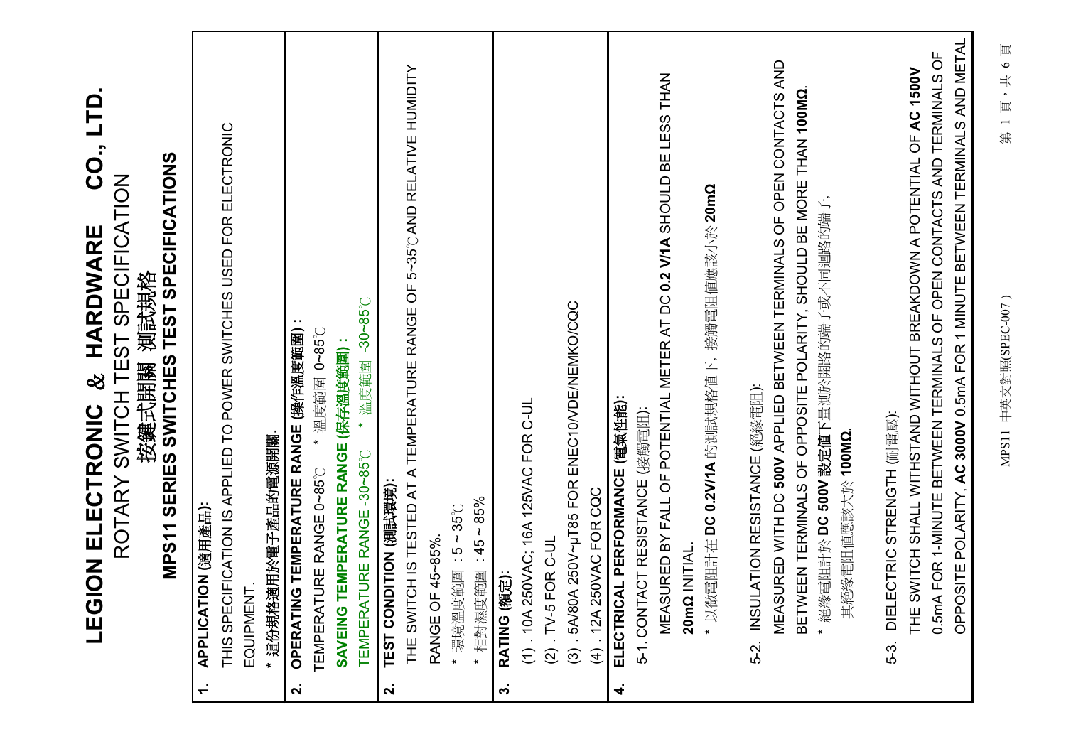# LEGION ELECTRONIC & HARDWARE CO., LTD.

ROTARY SWITCH TEST SPECIFICATION

旋鍵式開關 測試規格

**MPS11 SERIES SWITCHES TEST SPECIFICATIONS**

**1. APPLICATION (適用產品):**

THIS SPECIFICATION IS APPLIED TO POWER SWITCHES USED FOR ELECTRONIC EQUIPMENT.

* 適份規格適用於電子產品的電源開關.

**2. OPERATING TEMPERATURE RANGE (操作溫度範圍):**

TEMPERATURE RANGE 0~85℃ * 溫度範圍 0~85℃

**SAVEING TEMPERATURE RANGE (保存溫度範圍):**

TEMPERATURE RANGE -30~85℃ * 溫度範圍 -30~85℃

**2. TEST CONDITION (測試環境):**

THE SWITCH IS TESTED AT A TEMPERATURE RANGE OF 5~35℃AND RELATIVE HUMIDITY RANGE OF 45~85%.

* 環境溫度範圍：5 ~ 35℃

* 相對濕度範圍：45 ~ 85%

**3. RATING (額定):**

(1). 10A 250VAC; 16A 125VAC FOR C-UL

(2). TV-5 FOR C-UL

(3). 5A/80A 250V~μT85 FOR ENEC10/VDE/NEMKO/CQC

(4). 12A 250VAC FOR CQC

**4. ELECTRICAL PERFORMANCE (電氣性能):**

5-1. CONTACT RESISTANCE (接觸電阻):

MEASURED BY FALL OF POTENTIAL METER AT DC **0.2 V/1A** SHOULD BE LESS THAN **20mΩ** INITIAL.

* 以微電阻計在 **DC 0.2V/1A** 的測試規格值下，接觸電阻值應該小於 **20mΩ**

5-2. INSULATION RESISTANCE (絕緣電阻):

MEASURED WITH DC **500V** APPLIED BETWEEN TERMINALS OF OPEN CONTACTS AND BETWEEN TERMINALS OF OPPOSITE POLARITY, SHOULD BE MORE THAN **100MΩ**.

* 絕緣電阻計於 **DC 500V 設定值下**量測於開路的端子或不同迴路的端子，其絕緣電阻值應該大於 **100MΩ**.

5-3. DIELECTRIC STRENGTH (耐電壓):

THE SWITCH SHALL WITHSTAND WITHOUT BREAKDOWN A POTENTIAL OF **AC 1500V** 0.5mA FOR 1-MINUTE BETWEEN TERMINALS OF OPEN CONTACTS AND TERMINALS OF OPPOSITE POLARITY, **AC 3000V** 0.5mA FOR 1 MINUTE BETWEEN TERMINALS AND METAL

MPS11 中英文對照(SPEC-007)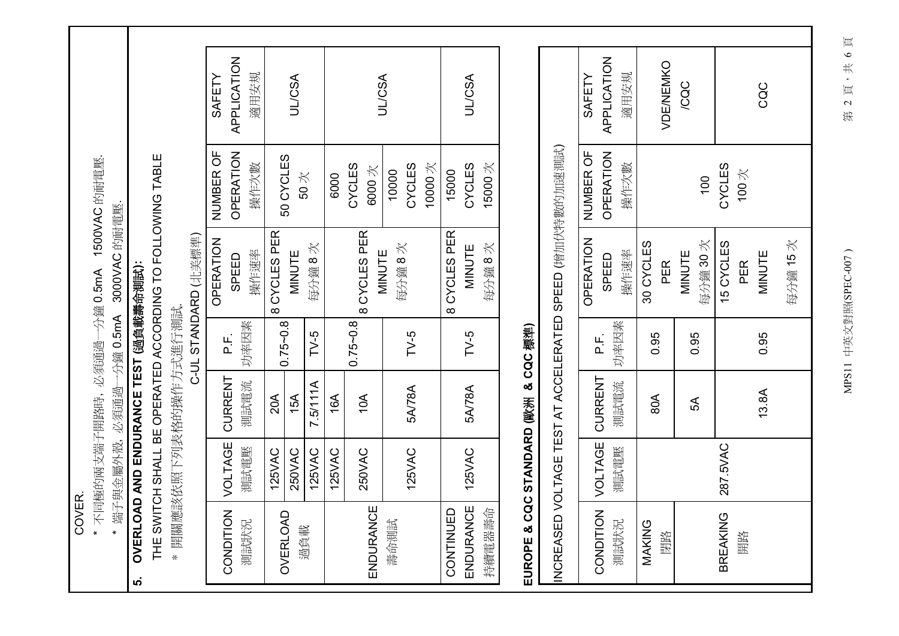COVER.

* 不同極的兩支端子開路時，必須通過一分鐘 0.5mA　1500VAC 的耐電壓.
* 端子與金屬外殼，必須通過一分鐘 0.5mA　3000VAC 的耐電壓.

## 5. OVERLOAD AND ENDURANCE TEST (過負載壽命測試):

THE SWITCH SHALL BE OPERATED ACCORDING TO FOLLOWING TABLE

* 開關應該依照下列表格的操作方式進行測試.

C-UL STANDARD (北美標準)

| CONDITION 測試狀況 | VOLTAGE 測試電壓 | CURRENT 測試電流 | P.F. 功率因素 | OPERATION SPEED 操作速率 | NUMBER OF OPERATION 操作次數 | SAFETY APPLICATION 適用安規 |
|---|---|---|---|---|---|---|
| OVERLOAD 過負載 | 125VAC | 20A | 0.75~0.8 | 8 CYCLES PER MINUTE 每分鐘 8 次 | 50 CYCLES 50 次 | UL/CSA |
| | 250VAC | 15A | | | | |
| | 125VAC | 7.5/111A | TV-5 | | | |
| ENDURANCE 壽命測試 | 125VAC | 16A | 0.75~0.8 | 8 CYCLES PER MINUTE 每分鐘 8 次 | 6000 CYCLES 6000 次 | UL/CSA |
| | 250VAC | 10A | | | | |
| | 125VAC | 5A/78A | TV-5 | | 10000 CYCLES 10000 次 | |
| CONTINUED ENDURANCE 持續電器壽命 | 125VAC | 5A/78A | TV-5 | 8 CYCLES PER MINUTE 每分鐘 8 次 | 15000 CYCLES 15000 次 | UL/CSA |

## EUROPE & CQC STANDARD (歐洲 & CQC 標準)

INCREASED VOLTAGE TEST AT ACCELERATED SPEED (增加伏特數的加速測試)

| CONDITION 測試狀況 | VOLTAGE 測試電壓 | CURRENT 測試電流 | P.F. 功率因素 | OPERATION SPEED 操作速率 | NUMBER OF OPERATION 操作次數 | SAFETY APPLICATION 適用安規 |
|---|---|---|---|---|---|---|
| MAKING 閉路 | 287.5VAC | 80A | 0.95 | 30 CYCLES PER MINUTE 每分鐘 30 次 | 100 CYCLES 100 次 | VDE/NEMKO /CQC |
| BREAKING 開路 | | 5A | 0.95 | | | |
| | | 13.8A | 0.95 | 15 CYCLES PER MINUTE 每分鐘 15 次 | | CQC |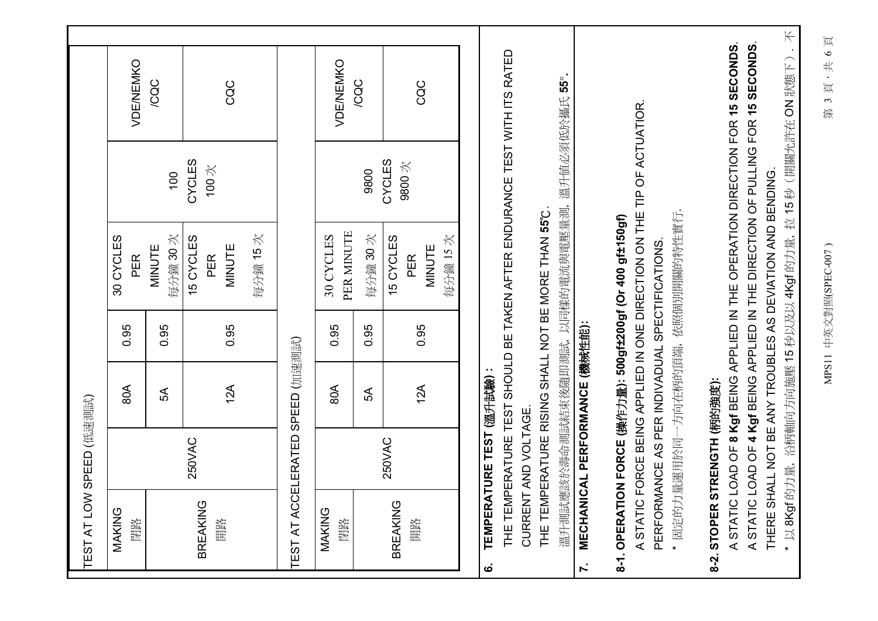TEST AT LOW SPEED (低速測試)

| | | | | | | |
|---|---|---|---|---|---|---|
| MAKING 閉路 | 250VAC | 80A | 0.95 | 30 CYCLES PER MINUTE 每分鐘 30 次 | 100 CYCLES 100 次 | VDE/NEMKO /CQC |
| | | 5A | 0.95 | | | |
| BREAKING 開路 | | 12A | 0.95 | 15 CYCLES PER MINUTE 每分鐘 15 次 | | CQC |

TEST AT ACCELERATED SPEED (加速測試)

| | | | | | | |
|---|---|---|---|---|---|---|
| MAKING 閉路 | 250VAC | 80A | 0.95 | 30 CYCLES PER MINUTE 每分鐘 30 次 | 9800 CYCLES 9800 次 | VDE/NEMKO /CQC |
| | | 5A | 0.95 | | | |
| BREAKING 開路 | | 12A | 0.95 | 15 CYCLES PER MINUTE 每分鐘 15 次 | | CQC |

## 6. TEMPERATURE TEST (溫升試驗) :

THE TEMPERATURE TEST SHOULD BE TAKEN AFTER ENDURANCE TEST WITH ITS RATED CURRENT AND VOLTAGE.

THE TEMPERATURE RISING SHALL NOT BE MORE THAN **55**℃.

溫升測試應該於壽命測試結束後隨即測試，以同樣的電流與電壓量測，溫升值必須低於攝氏 **55°**.

## 7. MECHANICAL PERFORMANCE (機械性能):

### 8-1. OPERATION FORCE (操作力量): 500gf±200gf (Or 400 gf±150gf)

A STATIC FORCE BEING APPLIED IN ONE DIRECTION ON THE TIP OF ACTUATIOR.

PERFORMANCE AS PER INDIVADUAL SPECIFICATIONS.

* 固定的力量運用於同一方向在柄的頂端，依照個別開關的特性實行.

### 8-2. STOPER STRENGTH (柄的強度):

A STATIC LOAD OF **8 Kgf** BEING APPLIED IN THE OPERATION DIRECTION FOR **15 SECONDS**.

A STATIC LOAD OF **4 Kgf** BEING APPLIED IN THE DIRECTION OF PULLING FOR **15 SECONDS**.

THERE SHALL NOT BE ANY TROUBLES AS DEVIATION AND BENDING.

* 以 8Kgf 的力量，沿柄軸向方向施壓 15 秒以及以 4Kgf 的力量，拉 15 秒（開關允許在 ON 狀態下）. 不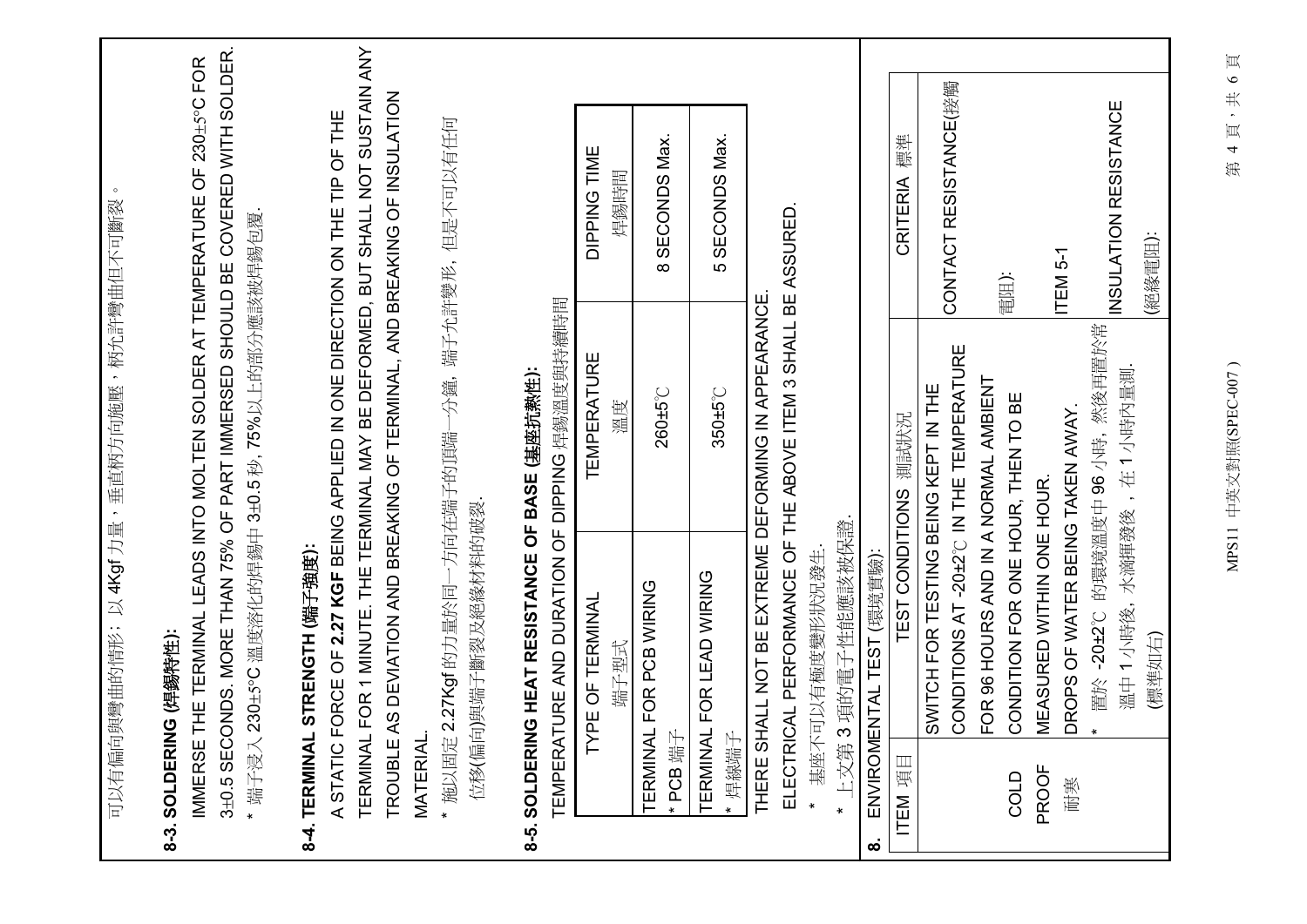可以有偏向與彎曲的情形；以 4Kgf 力量，垂直柄方向施壓，柄允許彎曲但不可斷裂。

**8-3. SOLDERING (焊錫特性):**

IMMERSE THE TERMINAL LEADS INTO MOLTEN SOLDER AT TEMPERATURE OF 230±5°C FOR 3±0.5 SECONDS. MORE THAN 75% OF PART IMMERSED SHOULD BE COVERED WITH SOLDER.

* 端子浸入 230±5°C 溫度溶化的焊錫中 3±0.5 秒，75%以上的部分應該被焊錫包覆.

**8-4. TERMINAL STRENGTH (端子強度):**

A STATIC FORCE OF **2.27 KGF** BEING APPLIED IN ONE DIRECTION ON THE TIP OF THE TERMINAL FOR 1 MINUTE. THE TERMINAL MAY BE DEFORMED, BUT SHALL NOT SUSTAIN ANY TROUBLE AS DEVIATION AND BREAKING OF TERMINAL, AND BREAKING OF INSULATION MATERIAL.

* 施以固定 2.27Kgf 的力量於同一方向在端子的頂端一分鐘，端子允許變形，但是不可以有任何位移(偏向)與端子斷裂及絕緣材料的破裂.

**8-5. SOLDERING HEAT RESISTANCE OF BASE (基座抗熱性):**

TEMPERATURE AND DURATION OF DIPPING 焊錫溫度與持續時間

| TYPE OF TERMINAL 端子型式 | TEMPERATURE 溫度 | DIPPING TIME 焊錫時間 |
|---|---|---|
| TERMINAL FOR PCB WIRING * PCB 端子 | 260±5℃ | 8 SECONDS Max. |
| TERMINAL FOR LEAD WIRING * 焊線端子 | 350±5℃ | 5 SECONDS Max. |

THERE SHALL NOT BE EXTREME DEFORMING IN APPEARANCE.

ELECTRICAL PERFORMANCE OF THE ABOVE ITEM 3 SHALL BE ASSURED.

* 基座不可以有極度變形狀況發生.
* 上文第 3 項的電子性能應該被保證.

**8. ENVIROMENTAL TEST (環境實驗):**

| ITEM 項目 | TEST CONDITIONS 測試狀況 | CRITERIA 標準 |
|---|---|---|
| COLD PROOF 耐寒 | SWITCH FOR TESTING BEING KEPT IN THE CONDITIONS AT -20±2℃ IN THE TEMPERATURE FOR 96 HOURS AND IN A NORMAL AMBIENT CONDITION FOR ONE HOUR, THEN TO BE MEASURED WITHIN ONE HOUR. DROPS OF WATER BEING TAKEN AWAY.<br>* 置於 -20±2℃ 的環境溫度中 96 小時，然後再置於常溫中 1 小時後，水滴揮發後 ，在 1 小時內量測. (標準如右) | CONTACT RESISTANCE(接觸電阻):<br>ITEM 5-1<br>INSULATION RESISTANCE (絕緣電阻): |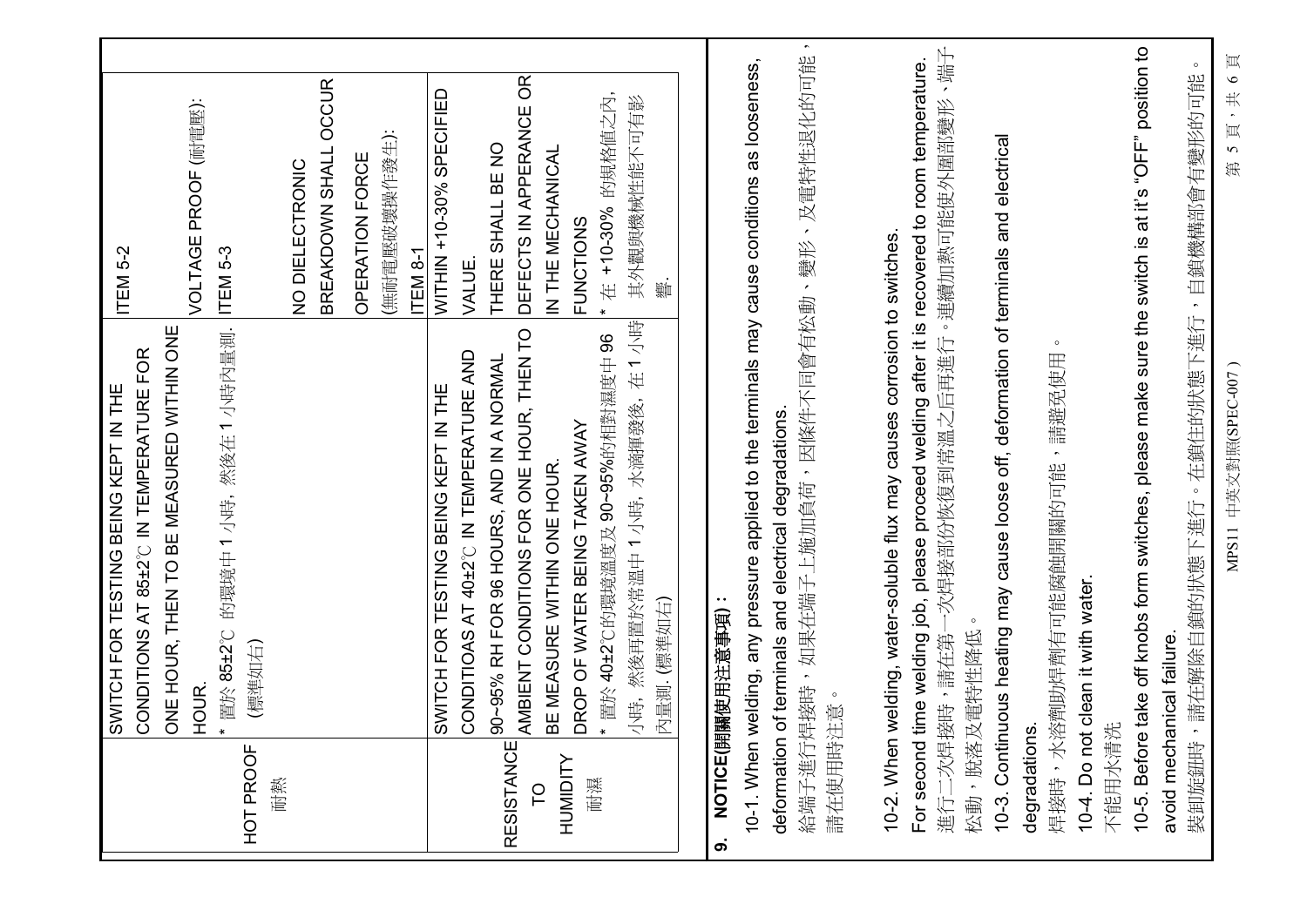| | | |
|---|---|---|
| HOT PROOF<br>耐熱 | SWITCH FOR TESTING BEING KEPT IN THE CONDITIONS AT 85±2℃ IN TEMPERATURE FOR ONE HOUR, THEN TO BE MEASURED WITHIN ONE HOUR.<br>* 置於 85±2℃ 的環境中 1 小時，然後在 1 小時內量測.<br>(標準如右) | ITEM 5-2<br>VOLTAGE PROOF (耐電壓):<br>ITEM 5-3<br>NO DIELECTRONIC BREAKDOWN SHALL OCCUR<br>OPERATION FORCE<br>(無耐電壓破壞操作發生):<br>ITEM 8-1<br>WITHIN +10-30% SPECIFIED VALUE.<br>THERE SHALL BE NO DEFECTS IN APPERANCE OR IN THE MECHANICAL FUNCTIONS<br>* 在 +10-30% 的規格值之內，其外觀與機械性能不可有影響. |
| RESISTANCE TO HUMIDITY<br>耐濕 | SWITCH FOR TESTING BEING KEPT IN THE CONDITIOAS AT 40±2℃ IN TEMPERATURE AND 90~95% RH FOR 96 HOURS, AND IN A NORMAL AMBIENT CONDITIONS FOR ONE HOUR, THEN TO BE MEASURE WITHIN ONE HOUR.<br>DROP OF WATER BEING TAKEN AWAY<br>* 置於 40±2℃的環境溫度及 90~95%的相對濕度中 96 小時，然後再置於常溫中 1 小時，水滴揮發後，在 1 小時內量測.(標準如右) | |

## 9. NOTICE(開關使用注意事項)：

10-1. When welding, any pressure applied to the terminals may cause conditions as looseness, deformation of terminals and electrical degradations.
給端子進行焊接時，如果在端子上施加負荷，因條件不同會有松動、變形，及電特性退化的可能，請在使用時注意。

10-2. When welding, water-soluble flux may causes corrosion to switches.
For second time welding job, please proceed welding after it is recovered to room temperature.
進行二次焊接時，請在第一次焊接部份恢復到常溫之后再進行。連續加熱可能使外圍部變形，端子松動，脫落及電特性降低。

10-3. Continuous heating may cause loose off, deformation of terminals and electrical degradations.
焊接時，水溶劑助焊劑有可能腐蝕開關的可能 ，請避免使用。

10-4. Do not clean it with water.
不能用水清洗

10-5. Before take off knobs form switches, please make sure the switch is at it's "OFF" position to avoid mechanical failure.
裝卸旋鈕時，請在解除自鎖的狀態下進行。在鎖住的狀態下進行，自鎖機構部會有變形的可能。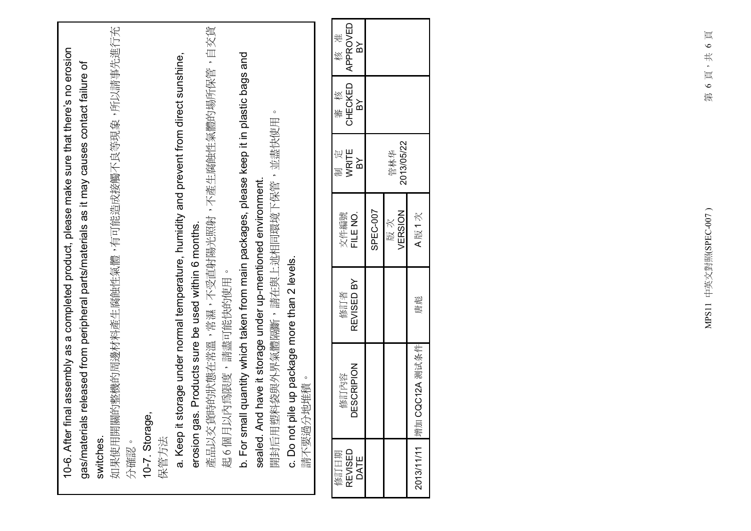10-6. After final assembly as a completed product, please make sure that there's no erosion gas/materials released from peripheral parts/materials as it may causes contact failure of switches.

如果使用開關的整機的周邊材料產生腐蝕性氣體，有可能造成接觸不良等現象，所以請事先進行充分確認。

10-7. Storage,

保管方法

a. Keep it storage under normal temperature, humidity and prevent from direct sunshine, erosion gas. Products sure be used within 6 months.

產品以交貨時的狀態在常溫，常濕，不受直射陽光照射，不產生腐蝕性氣體的場所保管，自交貨起6個月以內爲限度，請盡可能快的使用。

b. For small quantity which taken from main packages, please keep it in plastic bags and sealed. And have it storage under up-mentioned environment.

開封后用塑料袋與外界氣體隔斷，請在與上述相同環境下保管，並盡快使用。

c. Do not pile up package more than 2 levels.

請不要過分地推積。

| 修訂日期 REVISED DATE | 修訂內容 DESCRIPTION | 修訂者 REVISED BY | 文件編號 FILE NO. | 制定 WRITE BY | 審核 CHECKED BY | 核准 APPROVED BY |
|---|---|---|---|---|---|---|
| | | | SPEC-007 | 管林华 2013/05/22 | | |
| | | | 版次 VERSION | | | |
| 2013/11/11 | 增加 CQC12A 测试条件 | 唐彪 | A版1次 | | | |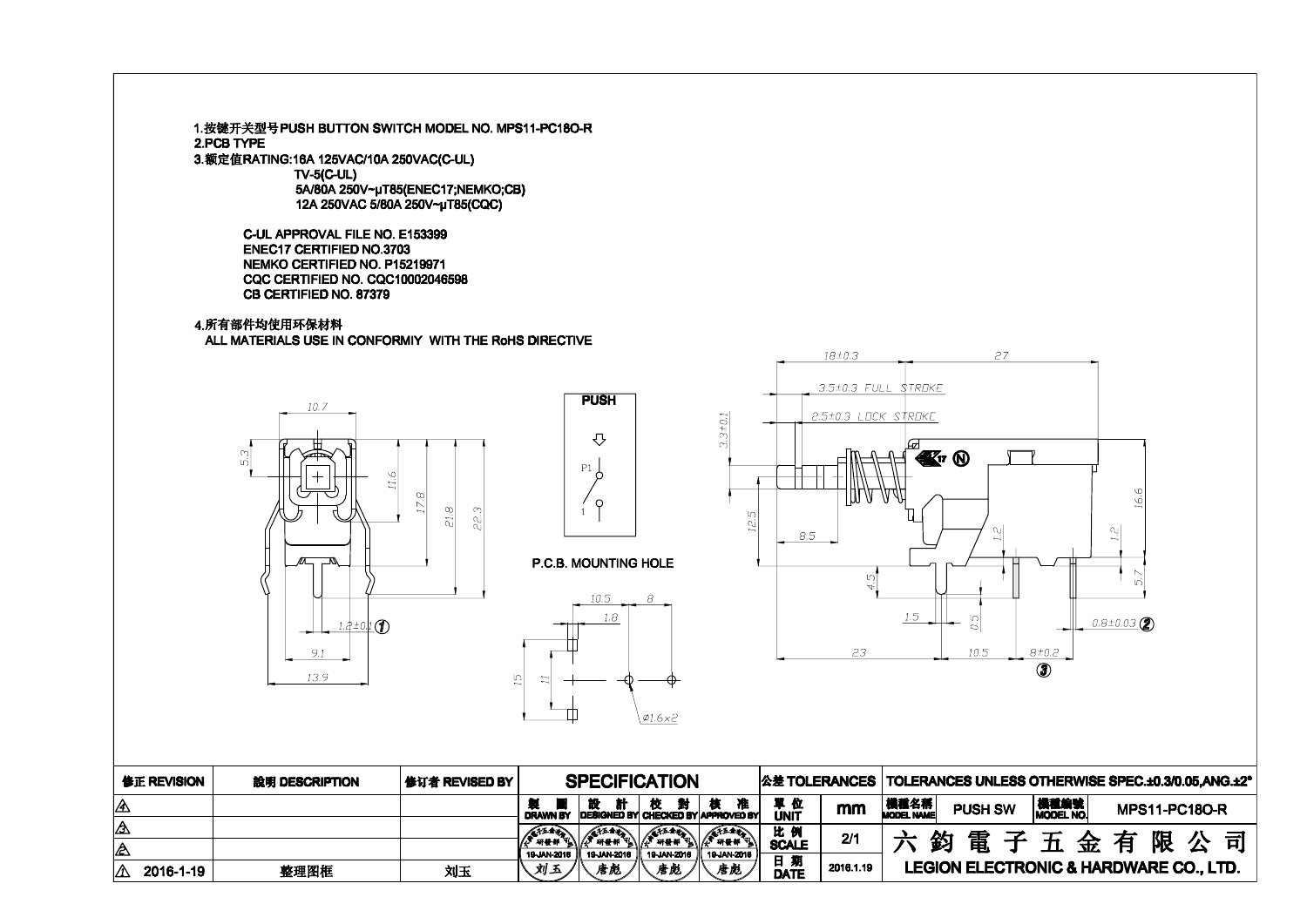1.按键开关型号PUSH BUTTON SWITCH MODEL NO. MPS11-PC18O-R
2.PCB TYPE
3.额定值RATING:16A 125VAC/10A 250VAC(C-UL)
TV-5(C-UL)
5A/80A 250V~μT85(ENEC17;NEMKO;CB)
12A 250VAC 5/80A 250V~μT85(CQC)

C-UL APPROVAL FILE NO. E153399
ENEC17 CERTIFIED NO.3703
NEMKO CERTIFIED NO. P15219971
CQC CERTIFIED NO. CQC10002046598
CB CERTIFIED NO. 87379

4.所有部件均使用环保材料
ALL MATERIALS USE IN CONFORMIY WITH THE RoHS DIRECTIVE

10.7
5.3
11.6
17.8
21.8
22.3
1.2±0.1 ①
9.1
13.9

PUSH
P1
1

P.C.B. MOUNTING HOLE
10.5
8
1.8
15
11
Ø1.6×2

18±0.3
27
3.5±0.3 FULL STROKE
2.5±0.3 LOCK STROKE
3.3±0.1
12.5
8.5
16.6
1.2
1.2
4.5
5.7
1.5
0.5
0.8±0.03 ②
23
10.5
8±0.2
③

| 修正 REVISION | 說明 DESCRIPTION | 修订者 REVISED BY | SPECIFICATION | | | | 公差 TOLERANCES | TOLERANCES UNLESS OTHERWISE SPEC.±0.3/0.05,ANG.±2° | | | |
|---|---|---|---|---|---|---|---|---|---|---|---|
| | | | 製圖 DRAWN BY | 設計 DESIGNED BY | 校對 CHECKED BY | 核准 APPROVED BY | 單位 UNIT | mm | 機種名稱 MODEL NAME | PUSH SW | 機種編號 MODEL NO. MPS11-PC18O-R |
| | | | 19-JAN-2016 | 19-JAN-2016 | 19-JAN-2016 | 19-JAN-2016 | 比例 SCALE | 2/1 | 六鈞電子五金有限公司 | | |
| 2016-1-19 | 整理图框 | 刘玉 | 刘玉 | 唐彪 | 唐彪 | 唐彪 | 日期 DATE | 2016.1.19 | LEGION ELECTRONIC & HARDWARE CO., LTD. | | |